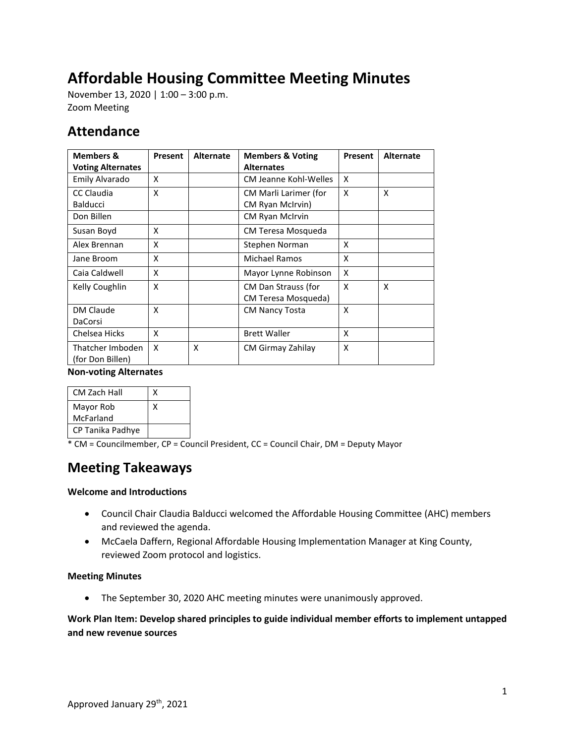# Affordable Housing Committee Meeting Minutes

November 13, 2020 | 1:00 – 3:00 p.m.
Zoom Meeting

## Attendance

| Members & Voting Alternates | Present | Alternate | Members & Voting Alternates | Present | Alternate |
|---|---|---|---|---|---|
| Emily Alvarado | X | | CM Jeanne Kohl-Welles | X | |
| CC Claudia Balducci | X | | CM Marli Larimer (for CM Ryan McIrvin) | X | X |
| Don Billen | | | CM Ryan McIrvin | | |
| Susan Boyd | X | | CM Teresa Mosqueda | | |
| Alex Brennan | X | | Stephen Norman | X | |
| Jane Broom | X | | Michael Ramos | X | |
| Caia Caldwell | X | | Mayor Lynne Robinson | X | |
| Kelly Coughlin | X | | CM Dan Strauss (for CM Teresa Mosqueda) | X | X |
| DM Claude DaCorsi | X | | CM Nancy Tosta | X | |
| Chelsea Hicks | X | | Brett Waller | X | |
| Thatcher Imboden (for Don Billen) | X | X | CM Girmay Zahilay | X | |

**Non-voting Alternates**

| | |
|---|---|
| CM Zach Hall | X |
| Mayor Rob McFarland | X |
| CP Tanika Padhye | |

* CM = Councilmember, CP = Council President, CC = Council Chair, DM = Deputy Mayor

## Meeting Takeaways

**Welcome and Introductions**

- Council Chair Claudia Balducci welcomed the Affordable Housing Committee (AHC) members and reviewed the agenda.
- McCaela Daffern, Regional Affordable Housing Implementation Manager at King County, reviewed Zoom protocol and logistics.

**Meeting Minutes**

- The September 30, 2020 AHC meeting minutes were unanimously approved.

**Work Plan Item: Develop shared principles to guide individual member efforts to implement untapped and new revenue sources**

Approved January 29th, 2021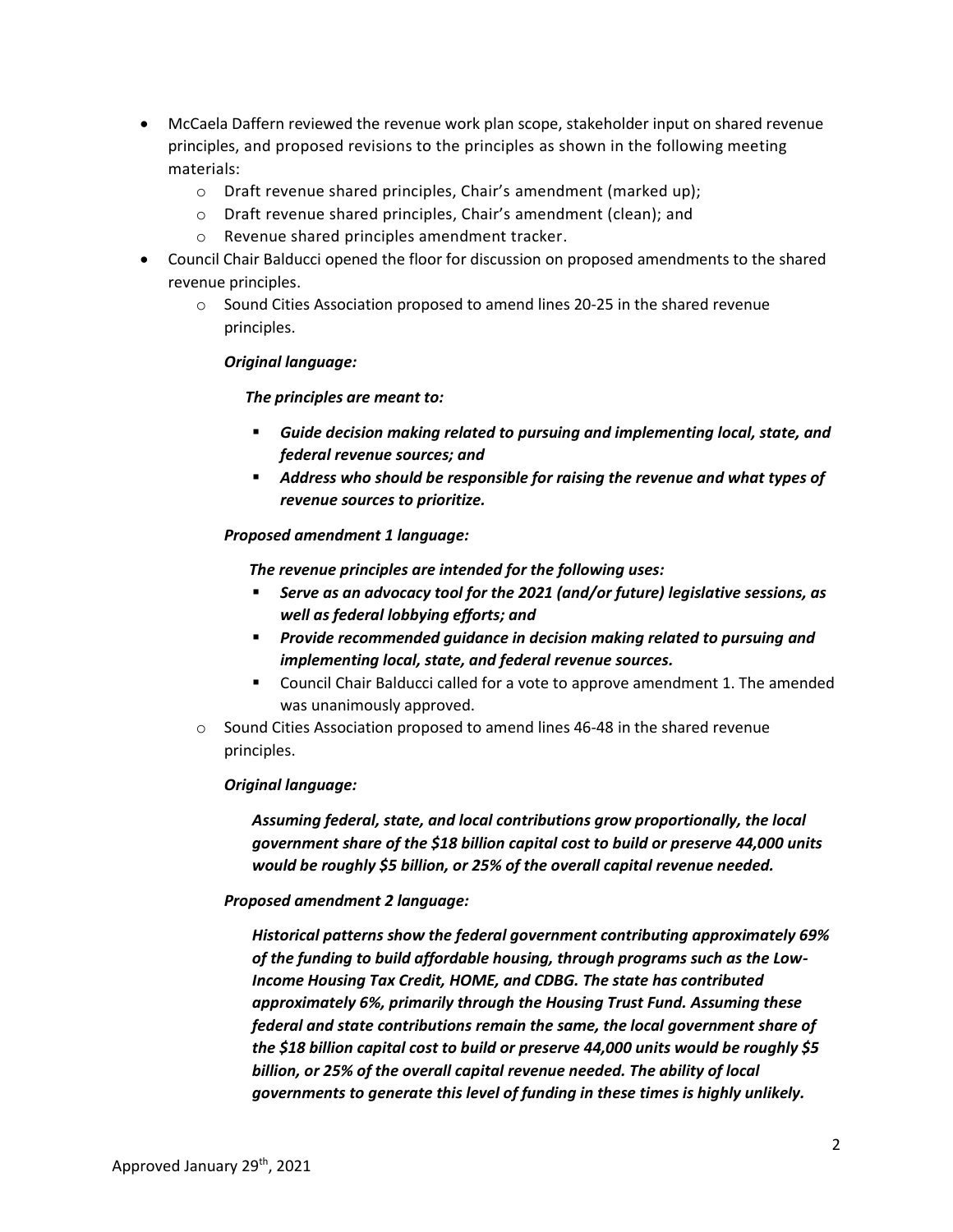- McCaela Daffern reviewed the revenue work plan scope, stakeholder input on shared revenue principles, and proposed revisions to the principles as shown in the following meeting materials:
  - Draft revenue shared principles, Chair's amendment (marked up);
  - Draft revenue shared principles, Chair's amendment (clean); and
  - Revenue shared principles amendment tracker.
- Council Chair Balducci opened the floor for discussion on proposed amendments to the shared revenue principles.
  - Sound Cities Association proposed to amend lines 20-25 in the shared revenue principles.

    ***Original language:***

    ***The principles are meant to:***

    - ***Guide decision making related to pursuing and implementing local, state, and federal revenue sources; and***
    - ***Address who should be responsible for raising the revenue and what types of revenue sources to prioritize.***

    ***Proposed amendment 1 language:***

    ***The revenue principles are intended for the following uses:***

    - ***Serve as an advocacy tool for the 2021 (and/or future) legislative sessions, as well as federal lobbying efforts; and***
    - ***Provide recommended guidance in decision making related to pursuing and implementing local, state, and federal revenue sources.***
    - Council Chair Balducci called for a vote to approve amendment 1. The amended was unanimously approved.
  - Sound Cities Association proposed to amend lines 46-48 in the shared revenue principles.

    ***Original language:***

    ***Assuming federal, state, and local contributions grow proportionally, the local government share of the $18 billion capital cost to build or preserve 44,000 units would be roughly $5 billion, or 25% of the overall capital revenue needed.***

    ***Proposed amendment 2 language:***

    ***Historical patterns show the federal government contributing approximately 69% of the funding to build affordable housing, through programs such as the Low-Income Housing Tax Credit, HOME, and CDBG. The state has contributed approximately 6%, primarily through the Housing Trust Fund. Assuming these federal and state contributions remain the same, the local government share of the $18 billion capital cost to build or preserve 44,000 units would be roughly $5 billion, or 25% of the overall capital revenue needed. The ability of local governments to generate this level of funding in these times is highly unlikely.***

Approved January 29th, 2021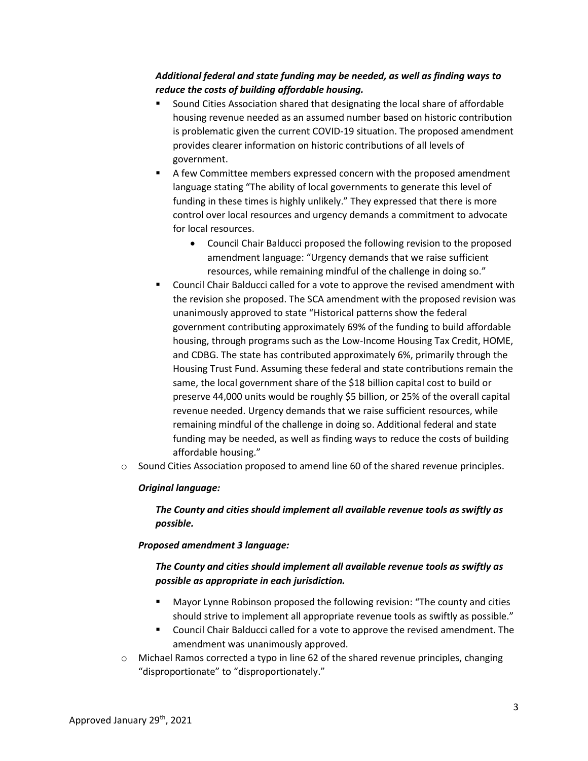***Additional federal and state funding may be needed, as well as finding ways to reduce the costs of building affordable housing.***

- Sound Cities Association shared that designating the local share of affordable housing revenue needed as an assumed number based on historic contribution is problematic given the current COVID-19 situation. The proposed amendment provides clearer information on historic contributions of all levels of government.
- A few Committee members expressed concern with the proposed amendment language stating "The ability of local governments to generate this level of funding in these times is highly unlikely." They expressed that there is more control over local resources and urgency demands a commitment to advocate for local resources.
  - Council Chair Balducci proposed the following revision to the proposed amendment language: "Urgency demands that we raise sufficient resources, while remaining mindful of the challenge in doing so."
- Council Chair Balducci called for a vote to approve the revised amendment with the revision she proposed. The SCA amendment with the proposed revision was unanimously approved to state "Historical patterns show the federal government contributing approximately 69% of the funding to build affordable housing, through programs such as the Low-Income Housing Tax Credit, HOME, and CDBG. The state has contributed approximately 6%, primarily through the Housing Trust Fund. Assuming these federal and state contributions remain the same, the local government share of the $18 billion capital cost to build or preserve 44,000 units would be roughly $5 billion, or 25% of the overall capital revenue needed. Urgency demands that we raise sufficient resources, while remaining mindful of the challenge in doing so. Additional federal and state funding may be needed, as well as finding ways to reduce the costs of building affordable housing."

- Sound Cities Association proposed to amend line 60 of the shared revenue principles.

  ***Original language:***

  ***The County and cities should implement all available revenue tools as swiftly as possible.***

  ***Proposed amendment 3 language:***

  ***The County and cities should implement all available revenue tools as swiftly as possible as appropriate in each jurisdiction.***

  - Mayor Lynne Robinson proposed the following revision: "The county and cities should strive to implement all appropriate revenue tools as swiftly as possible."
  - Council Chair Balducci called for a vote to approve the revised amendment. The amendment was unanimously approved.

- Michael Ramos corrected a typo in line 62 of the shared revenue principles, changing "disproportionate" to "disproportionately."

Approved January 29th, 2021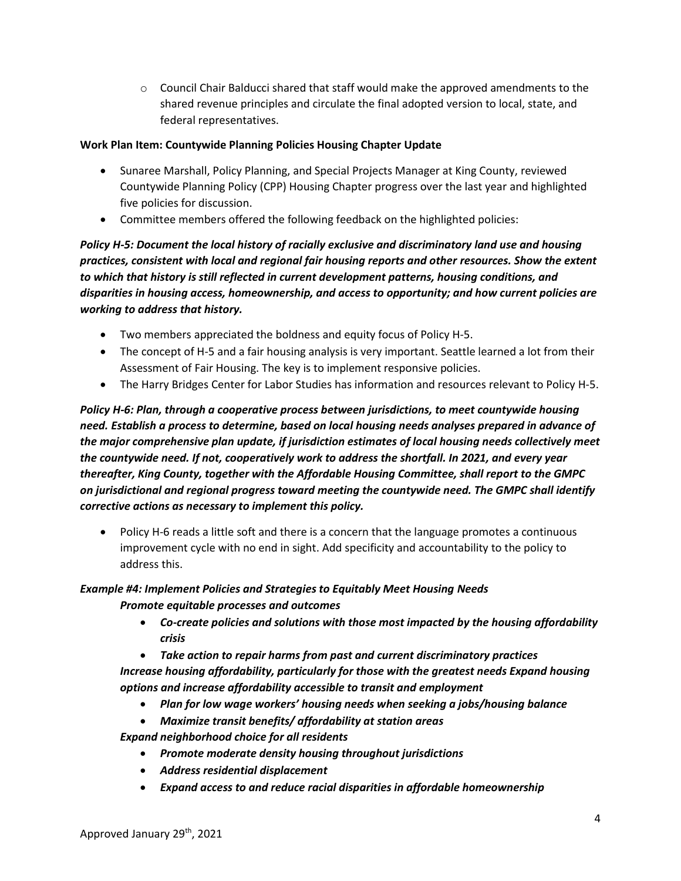- Council Chair Balducci shared that staff would make the approved amendments to the shared revenue principles and circulate the final adopted version to local, state, and federal representatives.

**Work Plan Item: Countywide Planning Policies Housing Chapter Update**

- Sunaree Marshall, Policy Planning, and Special Projects Manager at King County, reviewed Countywide Planning Policy (CPP) Housing Chapter progress over the last year and highlighted five policies for discussion.
- Committee members offered the following feedback on the highlighted policies:

***Policy H-5: Document the local history of racially exclusive and discriminatory land use and housing practices, consistent with local and regional fair housing reports and other resources. Show the extent to which that history is still reflected in current development patterns, housing conditions, and disparities in housing access, homeownership, and access to opportunity; and how current policies are working to address that history.***

- Two members appreciated the boldness and equity focus of Policy H-5.
- The concept of H-5 and a fair housing analysis is very important. Seattle learned a lot from their Assessment of Fair Housing. The key is to implement responsive policies.
- The Harry Bridges Center for Labor Studies has information and resources relevant to Policy H-5.

***Policy H-6: Plan, through a cooperative process between jurisdictions, to meet countywide housing need. Establish a process to determine, based on local housing needs analyses prepared in advance of the major comprehensive plan update, if jurisdiction estimates of local housing needs collectively meet the countywide need. If not, cooperatively work to address the shortfall. In 2021, and every year thereafter, King County, together with the Affordable Housing Committee, shall report to the GMPC on jurisdictional and regional progress toward meeting the countywide need. The GMPC shall identify corrective actions as necessary to implement this policy.***

- Policy H-6 reads a little soft and there is a concern that the language promotes a continuous improvement cycle with no end in sight. Add specificity and accountability to the policy to address this.

***Example #4: Implement Policies and Strategies to Equitably Meet Housing Needs***

***Promote equitable processes and outcomes***

- ***Co-create policies and solutions with those most impacted by the housing affordability crisis***
- ***Take action to repair harms from past and current discriminatory practices***

***Increase housing affordability, particularly for those with the greatest needs Expand housing options and increase affordability accessible to transit and employment***

- ***Plan for low wage workers' housing needs when seeking a jobs/housing balance***
- ***Maximize transit benefits/ affordability at station areas***

***Expand neighborhood choice for all residents***

- ***Promote moderate density housing throughout jurisdictions***
- ***Address residential displacement***
- ***Expand access to and reduce racial disparities in affordable homeownership***

Approved January 29th, 2021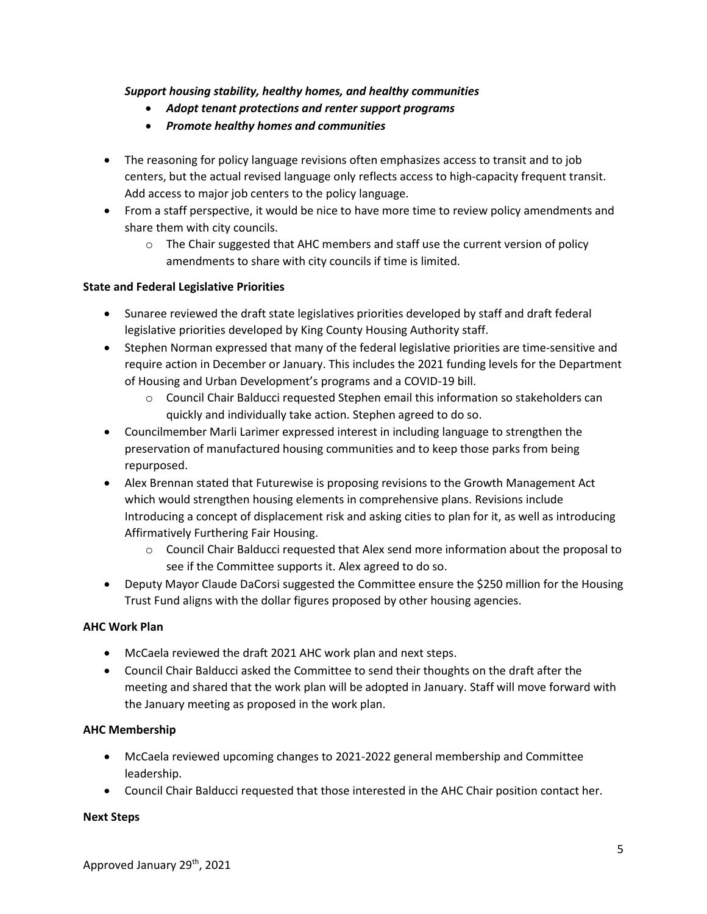***Support housing stability, healthy homes, and healthy communities***

- ***Adopt tenant protections and renter support programs***
- ***Promote healthy homes and communities***

- The reasoning for policy language revisions often emphasizes access to transit and to job centers, but the actual revised language only reflects access to high-capacity frequent transit. Add access to major job centers to the policy language.
- From a staff perspective, it would be nice to have more time to review policy amendments and share them with city councils.
  - The Chair suggested that AHC members and staff use the current version of policy amendments to share with city councils if time is limited.

**State and Federal Legislative Priorities**

- Sunaree reviewed the draft state legislatives priorities developed by staff and draft federal legislative priorities developed by King County Housing Authority staff.
- Stephen Norman expressed that many of the federal legislative priorities are time-sensitive and require action in December or January. This includes the 2021 funding levels for the Department of Housing and Urban Development's programs and a COVID-19 bill.
  - Council Chair Balducci requested Stephen email this information so stakeholders can quickly and individually take action. Stephen agreed to do so.
- Councilmember Marli Larimer expressed interest in including language to strengthen the preservation of manufactured housing communities and to keep those parks from being repurposed.
- Alex Brennan stated that Futurewise is proposing revisions to the Growth Management Act which would strengthen housing elements in comprehensive plans. Revisions include Introducing a concept of displacement risk and asking cities to plan for it, as well as introducing Affirmatively Furthering Fair Housing.
  - Council Chair Balducci requested that Alex send more information about the proposal to see if the Committee supports it. Alex agreed to do so.
- Deputy Mayor Claude DaCorsi suggested the Committee ensure the $250 million for the Housing Trust Fund aligns with the dollar figures proposed by other housing agencies.

**AHC Work Plan**

- McCaela reviewed the draft 2021 AHC work plan and next steps.
- Council Chair Balducci asked the Committee to send their thoughts on the draft after the meeting and shared that the work plan will be adopted in January. Staff will move forward with the January meeting as proposed in the work plan.

**AHC Membership**

- McCaela reviewed upcoming changes to 2021-2022 general membership and Committee leadership.
- Council Chair Balducci requested that those interested in the AHC Chair position contact her.

**Next Steps**

Approved January 29th, 2021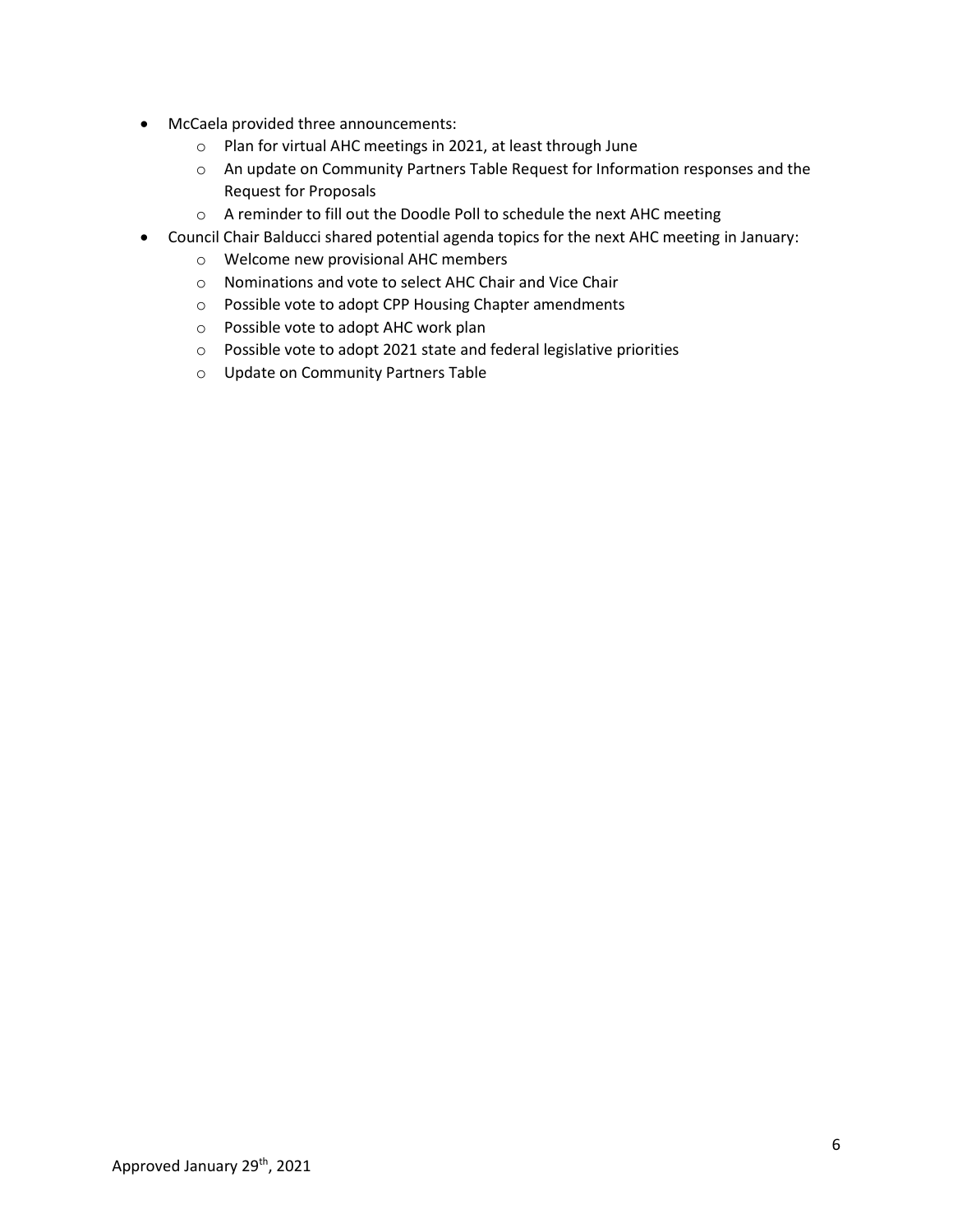- McCaela provided three announcements:
  - Plan for virtual AHC meetings in 2021, at least through June
  - An update on Community Partners Table Request for Information responses and the Request for Proposals
  - A reminder to fill out the Doodle Poll to schedule the next AHC meeting
- Council Chair Balducci shared potential agenda topics for the next AHC meeting in January:
  - Welcome new provisional AHC members
  - Nominations and vote to select AHC Chair and Vice Chair
  - Possible vote to adopt CPP Housing Chapter amendments
  - Possible vote to adopt AHC work plan
  - Possible vote to adopt 2021 state and federal legislative priorities
  - Update on Community Partners Table

Approved January 29th, 2021